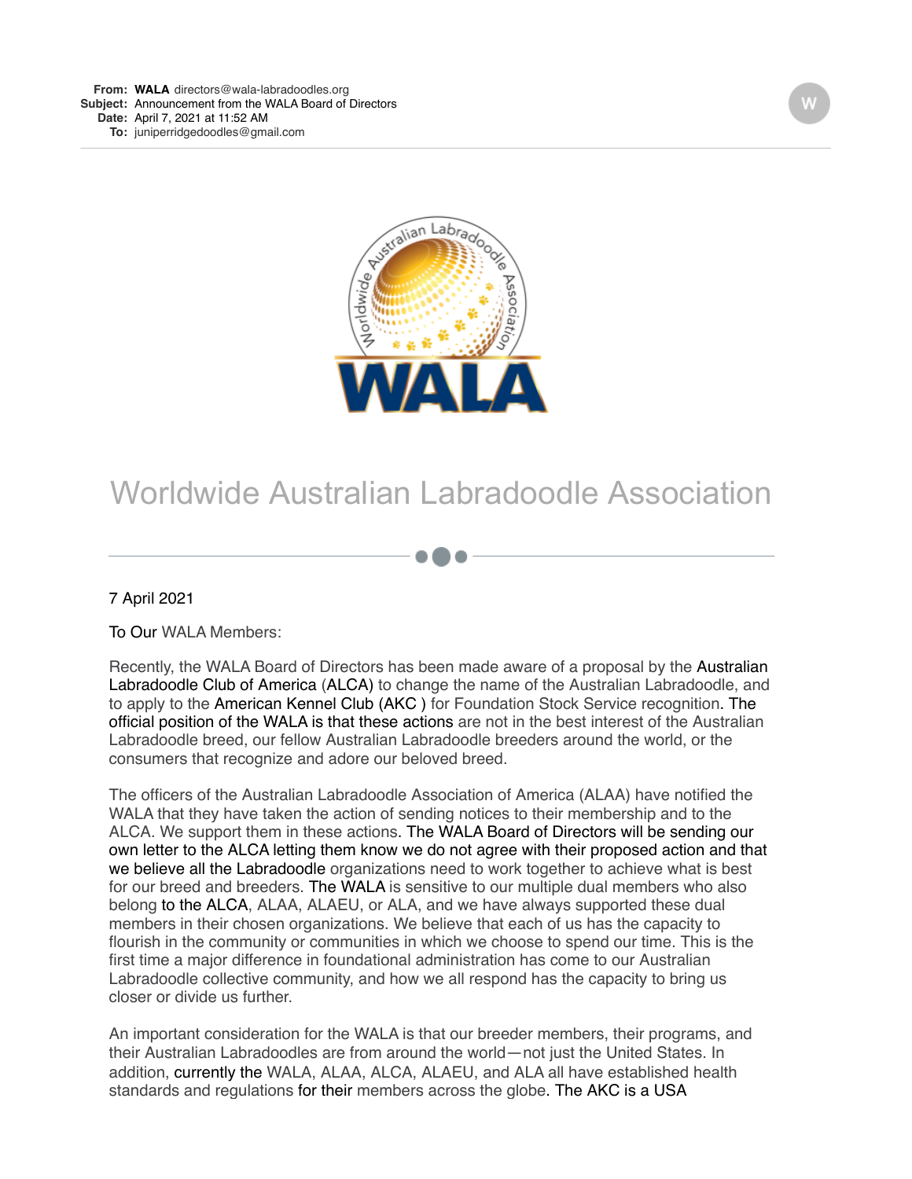**From:** **WALA** directors@wala-labradoodles.org
**Subject:** Announcement from the WALA Board of Directors
**Date:** April 7, 2021 at 11:52 AM
**To:** juniperridgedoodles@gmail.com

# Worldwide Australian Labradoodle Association

7 April 2021

To Our WALA Members:

Recently, the WALA Board of Directors has been made aware of a proposal by the Australian Labradoodle Club of America (ALCA) to change the name of the Australian Labradoodle, and to apply to the American Kennel Club (AKC ) for Foundation Stock Service recognition. The official position of the WALA is that these actions are not in the best interest of the Australian Labradoodle breed, our fellow Australian Labradoodle breeders around the world, or the consumers that recognize and adore our beloved breed.

The officers of the Australian Labradoodle Association of America (ALAA) have notified the WALA that they have taken the action of sending notices to their membership and to the ALCA. We support them in these actions. The WALA Board of Directors will be sending our own letter to the ALCA letting them know we do not agree with their proposed action and that we believe all the Labradoodle organizations need to work together to achieve what is best for our breed and breeders. The WALA is sensitive to our multiple dual members who also belong to the ALCA, ALAA, ALAEU, or ALA, and we have always supported these dual members in their chosen organizations. We believe that each of us has the capacity to flourish in the community or communities in which we choose to spend our time. This is the first time a major difference in foundational administration has come to our Australian Labradoodle collective community, and how we all respond has the capacity to bring us closer or divide us further.

An important consideration for the WALA is that our breeder members, their programs, and their Australian Labradoodles are from around the world—not just the United States. In addition, currently the WALA, ALAA, ALCA, ALAEU, and ALA all have established health standards and regulations for their members across the globe. The AKC is a USA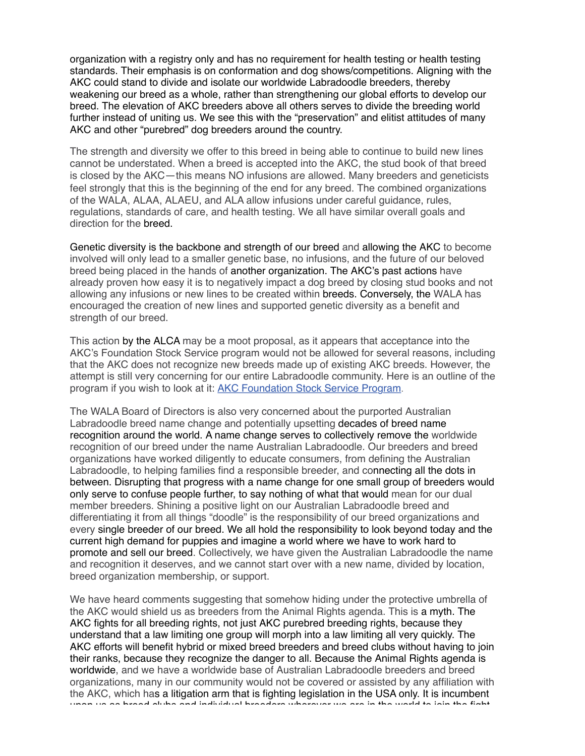organization with a registry only and has no requirement for health testing or health testing standards. Their emphasis is on conformation and dog shows/competitions. Aligning with the AKC could stand to divide and isolate our worldwide Labradoodle breeders, thereby weakening our breed as a whole, rather than strengthening our global efforts to develop our breed. The elevation of AKC breeders above all others serves to divide the breeding world further instead of uniting us. We see this with the "preservation" and elitist attitudes of many AKC and other "purebred" dog breeders around the country.

The strength and diversity we offer to this breed in being able to continue to build new lines cannot be understated. When a breed is accepted into the AKC, the stud book of that breed is closed by the AKC—this means NO infusions are allowed. Many breeders and geneticists feel strongly that this is the beginning of the end for any breed. The combined organizations of the WALA, ALAA, ALAEU, and ALA allow infusions under careful guidance, rules, regulations, standards of care, and health testing. We all have similar overall goals and direction for the breed.

Genetic diversity is the backbone and strength of our breed and allowing the AKC to become involved will only lead to a smaller genetic base, no infusions, and the future of our beloved breed being placed in the hands of another organization. The AKC's past actions have already proven how easy it is to negatively impact a dog breed by closing stud books and not allowing any infusions or new lines to be created within breeds. Conversely, the WALA has encouraged the creation of new lines and supported genetic diversity as a benefit and strength of our breed.

This action by the ALCA may be a moot proposal, as it appears that acceptance into the AKC's Foundation Stock Service program would not be allowed for several reasons, including that the AKC does not recognize new breeds made up of existing AKC breeds. However, the attempt is still very concerning for our entire Labradoodle community. Here is an outline of the program if you wish to look at it: [AKC Foundation Stock Service Program](#).

The WALA Board of Directors is also very concerned about the purported Australian Labradoodle breed name change and potentially upsetting decades of breed name recognition around the world. A name change serves to collectively remove the worldwide recognition of our breed under the name Australian Labradoodle. Our breeders and breed organizations have worked diligently to educate consumers, from defining the Australian Labradoodle, to helping families find a responsible breeder, and connecting all the dots in between. Disrupting that progress with a name change for one small group of breeders would only serve to confuse people further, to say nothing of what that would mean for our dual member breeders. Shining a positive light on our Australian Labradoodle breed and differentiating it from all things "doodle" is the responsibility of our breed organizations and every single breeder of our breed. We all hold the responsibility to look beyond today and the current high demand for puppies and imagine a world where we have to work hard to promote and sell our breed. Collectively, we have given the Australian Labradoodle the name and recognition it deserves, and we cannot start over with a new name, divided by location, breed organization membership, or support.

We have heard comments suggesting that somehow hiding under the protective umbrella of the AKC would shield us as breeders from the Animal Rights agenda. This is a myth. The AKC fights for all breeding rights, not just AKC purebred breeding rights, because they understand that a law limiting one group will morph into a law limiting all very quickly. The AKC efforts will benefit hybrid or mixed breed breeders and breed clubs without having to join their ranks, because they recognize the danger to all. Because the Animal Rights agenda is worldwide, and we have a worldwide base of Australian Labradoodle breeders and breed organizations, many in our community would not be covered or assisted by any affiliation with the AKC, which has a litigation arm that is fighting legislation in the USA only. It is incumbent upon us as breed clubs and individual breeders wherever we are in the world to join the fight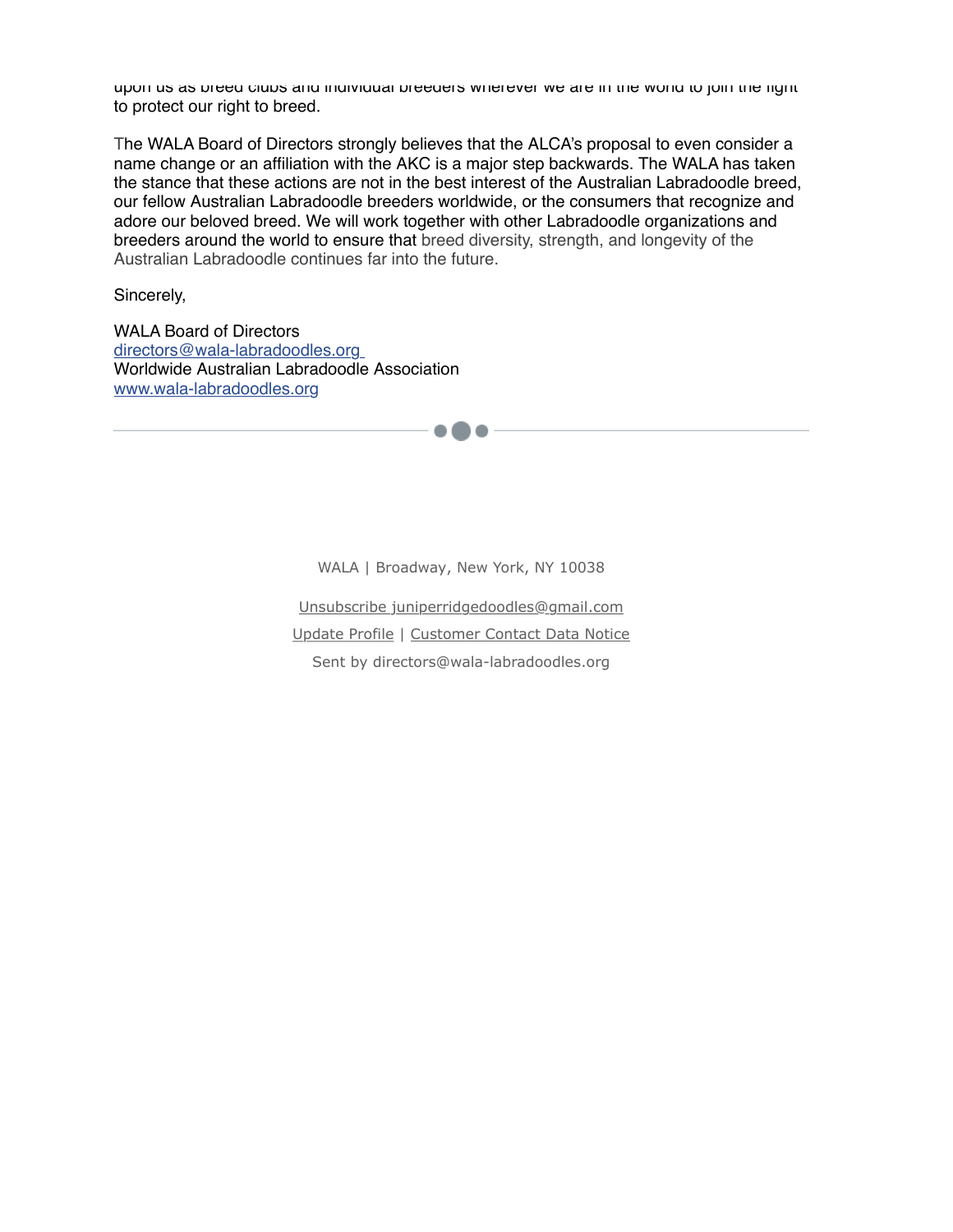upon us as breed clubs and individual breeders wherever we are in the world to join the fight to protect our right to breed.

The WALA Board of Directors strongly believes that the ALCA's proposal to even consider a name change or an affiliation with the AKC is a major step backwards. The WALA has taken the stance that these actions are not in the best interest of the Australian Labradoodle breed, our fellow Australian Labradoodle breeders worldwide, or the consumers that recognize and adore our beloved breed. We will work together with other Labradoodle organizations and breeders around the world to ensure that breed diversity, strength, and longevity of the Australian Labradoodle continues far into the future.

Sincerely,

WALA Board of Directors
directors@wala-labradoodles.org
Worldwide Australian Labradoodle Association
www.wala-labradoodles.org

---

WALA | Broadway, New York, NY 10038

Unsubscribe juniperridgedoodles@gmail.com

Update Profile | Customer Contact Data Notice

Sent by directors@wala-labradoodles.org